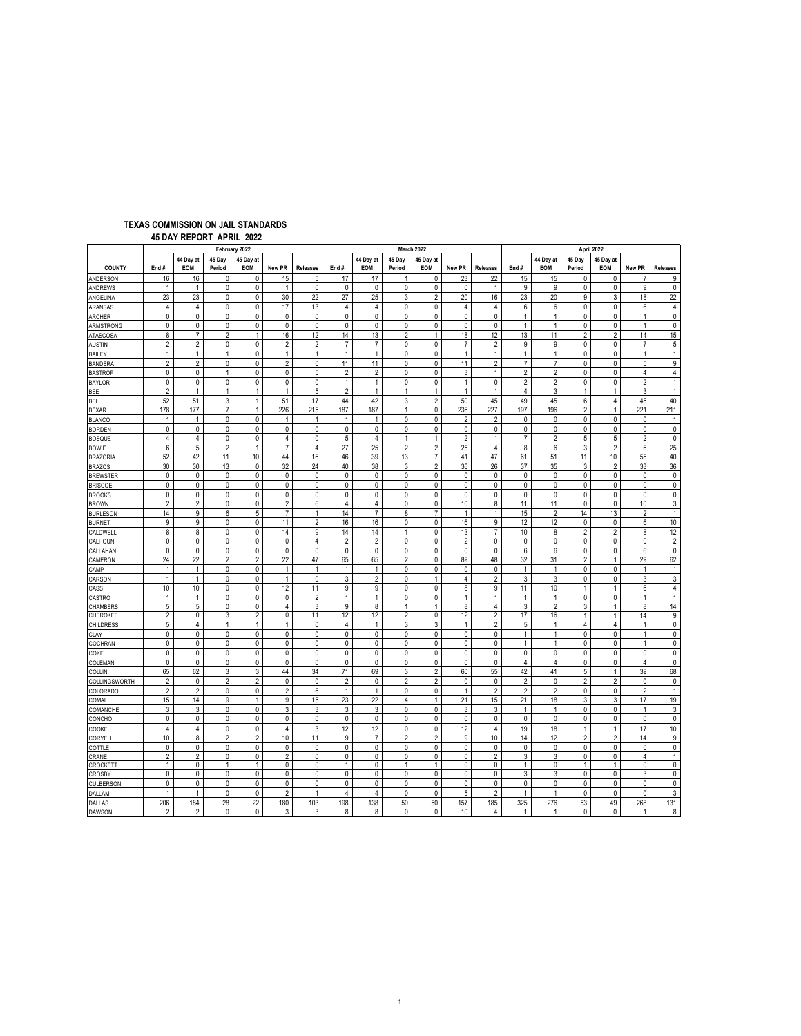**TEXAS COMMISSION ON JAIL STANDARDS**

**45 DAY REPORT APRIL 2022**

| | February 2022 | | | | | | March 2022 | | | | | | April 2022 | | | | | |
|---|---|---|---|---|---|---|---|---|---|---|---|---|---|---|---|---|---|---|
| COUNTY | End # | 44 Day at EOM | 45 Day Period | 45 Day at EOM | New PR | Releases | End # | 44 Day at EOM | 45 Day Period | 45 Day at EOM | New PR | Releases | End # | 44 Day at EOM | 45 Day Period | 45 Day at EOM | New PR | Releases |
| ANDERSON | 16 | 16 | 0 | 0 | 15 | 5 | 17 | 17 | 1 | 0 | 23 | 22 | 15 | 15 | 0 | 0 | 7 | 9 |
| ANDREWS | 1 | 1 | 0 | 0 | 1 | 0 | 0 | 0 | 0 | 0 | 0 | 1 | 9 | 9 | 0 | 0 | 9 | 0 |
| ANGELINA | 23 | 23 | 0 | 0 | 30 | 22 | 27 | 25 | 3 | 2 | 20 | 16 | 23 | 20 | 9 | 3 | 18 | 22 |
| ARANSAS | 4 | 4 | 0 | 0 | 17 | 13 | 4 | 4 | 0 | 0 | 4 | 4 | 6 | 6 | 0 | 0 | 6 | 4 |
| ARCHER | 0 | 0 | 0 | 0 | 0 | 0 | 0 | 0 | 0 | 0 | 0 | 0 | 1 | 1 | 0 | 0 | 1 | 0 |
| ARMSTRONG | 0 | 0 | 0 | 0 | 0 | 0 | 0 | 0 | 0 | 0 | 0 | 0 | 1 | 1 | 0 | 0 | 1 | 0 |
| ATASCOSA | 8 | 7 | 2 | 1 | 16 | 12 | 14 | 13 | 2 | 1 | 18 | 12 | 13 | 11 | 2 | 2 | 14 | 15 |
| AUSTIN | 2 | 2 | 0 | 0 | 2 | 2 | 7 | 7 | 0 | 0 | 7 | 2 | 9 | 9 | 0 | 0 | 7 | 5 |
| BAILEY | 1 | 1 | 1 | 0 | 1 | 1 | 1 | 1 | 0 | 0 | 1 | 1 | 1 | 1 | 0 | 0 | 1 | 1 |
| BANDERA | 2 | 2 | 0 | 0 | 2 | 0 | 11 | 11 | 0 | 0 | 11 | 2 | 7 | 7 | 0 | 0 | 5 | 9 |
| BASTROP | 0 | 0 | 1 | 0 | 0 | 5 | 2 | 2 | 0 | 0 | 3 | 1 | 2 | 2 | 0 | 0 | 4 | 4 |
| BAYLOR | 0 | 0 | 0 | 0 | 0 | 0 | 1 | 1 | 0 | 0 | 1 | 0 | 2 | 2 | 0 | 0 | 2 | 1 |
| BEE | 2 | 1 | 1 | 1 | 1 | 5 | 2 | 1 | 1 | 1 | 1 | 1 | 4 | 3 | 1 | 1 | 3 | 1 |
| BELL | 52 | 51 | 3 | 1 | 51 | 17 | 44 | 42 | 3 | 2 | 50 | 45 | 49 | 45 | 6 | 4 | 45 | 40 |
| BEXAR | 178 | 177 | 7 | 1 | 226 | 215 | 187 | 187 | 1 | 0 | 236 | 227 | 197 | 196 | 2 | 1 | 221 | 211 |
| BLANCO | 1 | 1 | 0 | 0 | 1 | 1 | 1 | 1 | 0 | 0 | 2 | 2 | 0 | 0 | 0 | 0 | 0 | 1 |
| BORDEN | 0 | 0 | 0 | 0 | 0 | 0 | 0 | 0 | 0 | 0 | 0 | 0 | 0 | 0 | 0 | 0 | 0 | 0 |
| BOSQUE | 4 | 4 | 0 | 0 | 4 | 0 | 5 | 4 | 1 | 1 | 2 | 1 | 7 | 2 | 5 | 5 | 2 | 0 |
| BOWIE | 6 | 5 | 2 | 1 | 7 | 4 | 27 | 25 | 2 | 2 | 25 | 4 | 8 | 6 | 3 | 2 | 6 | 25 |
| BRAZORIA | 52 | 42 | 11 | 10 | 44 | 16 | 46 | 39 | 13 | 7 | 41 | 47 | 61 | 51 | 11 | 10 | 55 | 40 |
| BRAZOS | 30 | 30 | 13 | 0 | 32 | 24 | 40 | 38 | 3 | 2 | 36 | 26 | 37 | 35 | 3 | 2 | 33 | 36 |
| BREWSTER | 0 | 0 | 0 | 0 | 0 | 0 | 0 | 0 | 0 | 0 | 0 | 0 | 0 | 0 | 0 | 0 | 0 | 0 |
| BRISCOE | 0 | 0 | 0 | 0 | 0 | 0 | 0 | 0 | 0 | 0 | 0 | 0 | 0 | 0 | 0 | 0 | 0 | 0 |
| BROOKS | 0 | 0 | 0 | 0 | 0 | 0 | 0 | 0 | 0 | 0 | 0 | 0 | 0 | 0 | 0 | 0 | 0 | 0 |
| BROWN | 2 | 2 | 0 | 0 | 2 | 6 | 4 | 4 | 0 | 0 | 10 | 8 | 11 | 11 | 0 | 0 | 10 | 3 |
| BURLESON | 14 | 9 | 6 | 5 | 7 | 1 | 14 | 7 | 8 | 7 | 1 | 1 | 15 | 2 | 14 | 13 | 2 | 1 |
| BURNET | 9 | 9 | 0 | 0 | 11 | 2 | 16 | 16 | 0 | 0 | 16 | 9 | 12 | 12 | 0 | 0 | 6 | 10 |
| CALDWELL | 8 | 8 | 0 | 0 | 14 | 9 | 14 | 14 | 1 | 0 | 13 | 7 | 10 | 8 | 2 | 2 | 8 | 12 |
| CALHOUN | 0 | 0 | 0 | 0 | 0 | 4 | 2 | 2 | 0 | 0 | 2 | 0 | 0 | 0 | 0 | 0 | 0 | 2 |
| CALLAHAN | 0 | 0 | 0 | 0 | 0 | 0 | 0 | 0 | 0 | 0 | 0 | 0 | 6 | 6 | 0 | 0 | 6 | 0 |
| CAMERON | 24 | 22 | 2 | 2 | 22 | 47 | 65 | 65 | 2 | 0 | 89 | 48 | 32 | 31 | 2 | 1 | 29 | 62 |
| CAMP | 1 | 1 | 0 | 0 | 1 | 1 | 1 | 1 | 0 | 0 | 0 | 0 | 1 | 1 | 0 | 0 | 1 | 1 |
| CARSON | 1 | 1 | 0 | 0 | 1 | 0 | 3 | 2 | 0 | 1 | 4 | 2 | 3 | 3 | 0 | 0 | 3 | 3 |
| CASS | 10 | 10 | 0 | 0 | 12 | 11 | 9 | 9 | 0 | 0 | 8 | 9 | 11 | 10 | 1 | 1 | 6 | 4 |
| CASTRO | 1 | 1 | 0 | 0 | 0 | 2 | 1 | 1 | 0 | 0 | 1 | 1 | 1 | 1 | 0 | 0 | 1 | 1 |
| CHAMBERS | 5 | 5 | 0 | 0 | 4 | 3 | 9 | 8 | 1 | 1 | 8 | 4 | 3 | 2 | 3 | 1 | 8 | 14 |
| CHEROKEE | 2 | 0 | 3 | 2 | 0 | 11 | 12 | 12 | 2 | 0 | 12 | 2 | 17 | 16 | 1 | 1 | 14 | 9 |
| CHILDRESS | 5 | 4 | 1 | 1 | 1 | 0 | 4 | 1 | 3 | 3 | 1 | 2 | 5 | 1 | 4 | 4 | 1 | 0 |
| CLAY | 0 | 0 | 0 | 0 | 0 | 0 | 0 | 0 | 0 | 0 | 0 | 0 | 1 | 1 | 0 | 0 | 1 | 0 |
| COCHRAN | 0 | 0 | 0 | 0 | 0 | 0 | 0 | 0 | 0 | 0 | 0 | 0 | 1 | 1 | 0 | 0 | 1 | 0 |
| COKE | 0 | 0 | 0 | 0 | 0 | 0 | 0 | 0 | 0 | 0 | 0 | 0 | 0 | 0 | 0 | 0 | 0 | 0 |
| COLEMAN | 0 | 0 | 0 | 0 | 0 | 0 | 0 | 0 | 0 | 0 | 0 | 0 | 4 | 4 | 0 | 0 | 4 | 0 |
| COLLIN | 65 | 62 | 3 | 3 | 44 | 34 | 71 | 69 | 3 | 2 | 60 | 55 | 42 | 41 | 5 | 1 | 39 | 68 |
| COLLINGSWORTH | 2 | 0 | 2 | 2 | 0 | 0 | 2 | 0 | 2 | 2 | 0 | 0 | 2 | 0 | 2 | 2 | 0 | 0 |
| COLORADO | 2 | 2 | 0 | 0 | 2 | 6 | 1 | 1 | 0 | 0 | 1 | 2 | 2 | 2 | 0 | 0 | 2 | 1 |
| COMAL | 15 | 14 | 9 | 1 | 9 | 15 | 23 | 22 | 4 | 1 | 21 | 15 | 21 | 18 | 3 | 3 | 17 | 19 |
| COMANCHE | 3 | 3 | 0 | 0 | 3 | 3 | 3 | 3 | 0 | 0 | 3 | 3 | 1 | 1 | 0 | 0 | 1 | 3 |
| CONCHO | 0 | 0 | 0 | 0 | 0 | 0 | 0 | 0 | 0 | 0 | 0 | 0 | 0 | 0 | 0 | 0 | 0 | 0 |
| COOKE | 4 | 4 | 0 | 0 | 4 | 3 | 12 | 12 | 0 | 0 | 12 | 4 | 19 | 18 | 1 | 1 | 17 | 10 |
| CORYELL | 10 | 8 | 2 | 2 | 10 | 11 | 9 | 7 | 2 | 2 | 9 | 10 | 14 | 12 | 2 | 2 | 14 | 9 |
| COTTLE | 0 | 0 | 0 | 0 | 0 | 0 | 0 | 0 | 0 | 0 | 0 | 0 | 0 | 0 | 0 | 0 | 0 | 0 |
| CRANE | 2 | 2 | 0 | 0 | 2 | 0 | 0 | 0 | 0 | 0 | 0 | 2 | 3 | 3 | 0 | 0 | 4 | 1 |
| CROCKETT | 1 | 0 | 1 | 1 | 0 | 0 | 1 | 0 | 1 | 1 | 0 | 0 | 1 | 0 | 1 | 1 | 0 | 0 |
| CROSBY | 0 | 0 | 0 | 0 | 0 | 0 | 0 | 0 | 0 | 0 | 0 | 0 | 3 | 3 | 0 | 0 | 3 | 0 |
| CULBERSON | 0 | 0 | 0 | 0 | 0 | 0 | 0 | 0 | 0 | 0 | 0 | 0 | 0 | 0 | 0 | 0 | 0 | 0 |
| DALLAM | 1 | 1 | 0 | 0 | 2 | 1 | 4 | 4 | 0 | 0 | 5 | 2 | 1 | 1 | 0 | 0 | 0 | 3 |
| DALLAS | 206 | 184 | 28 | 22 | 180 | 103 | 198 | 138 | 50 | 50 | 157 | 185 | 325 | 276 | 53 | 49 | 268 | 131 |
| DAWSON | 2 | 2 | 0 | 0 | 3 | 3 | 8 | 8 | 0 | 0 | 10 | 4 | 1 | 1 | 0 | 0 | 1 | 8 |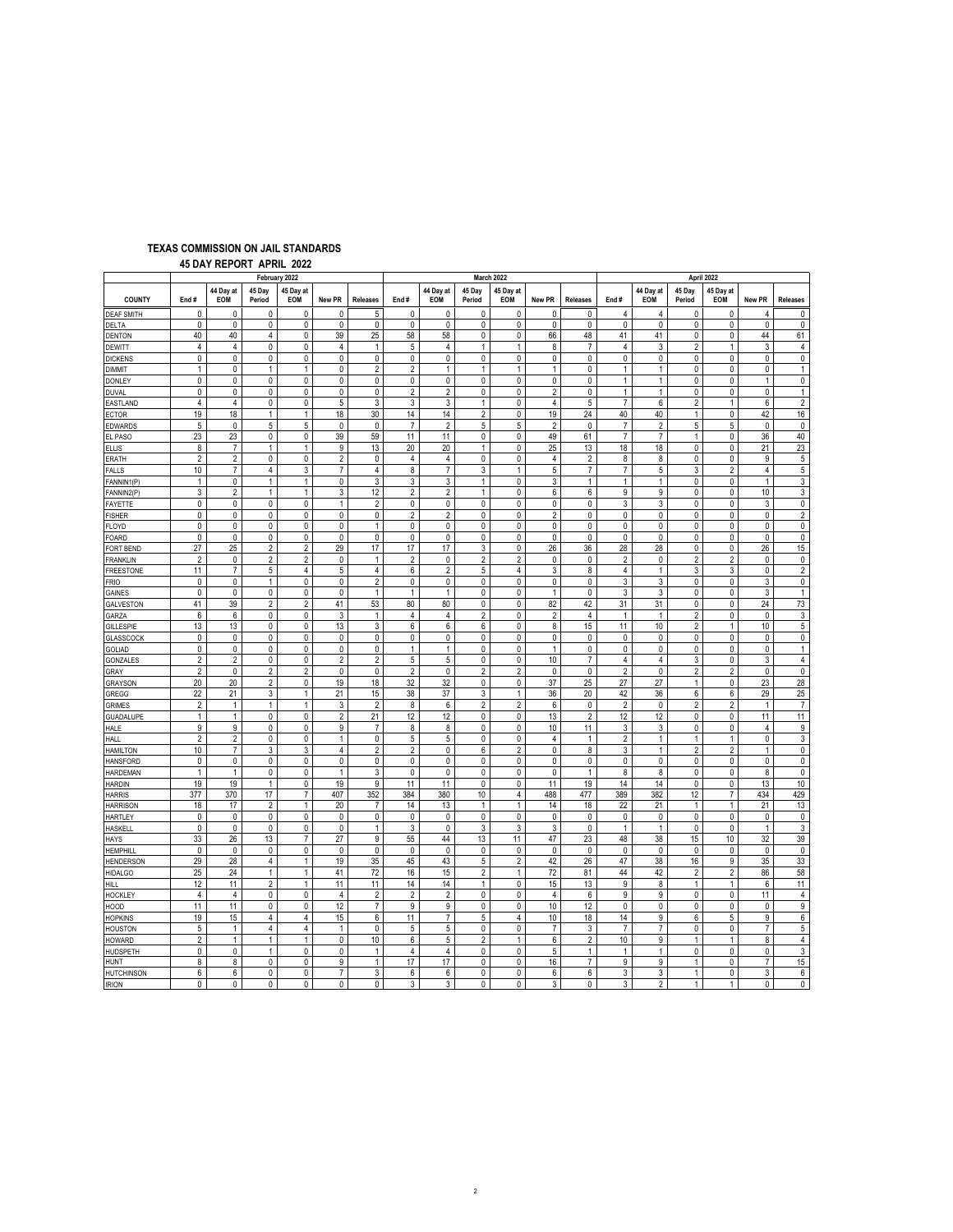**TEXAS COMMISSION ON JAIL STANDARDS**

**45 DAY REPORT APRIL 2022**

| | February 2022 | | | | | | March 2022 | | | | | | April 2022 | | | | | |
|---|---|---|---|---|---|---|---|---|---|---|---|---|---|---|---|---|---|---|
| COUNTY | End # | 44 Day at EOM | 45 Day Period | 45 Day at EOM | New PR | Releases | End # | 44 Day at EOM | 45 Day Period | 45 Day at EOM | New PR | Releases | End # | 44 Day at EOM | 45 Day Period | 45 Day at EOM | New PR | Releases |
| DEAF SMITH | 0 | 0 | 0 | 0 | 0 | 5 | 0 | 0 | 0 | 0 | 0 | 0 | 4 | 4 | 0 | 0 | 4 | 0 |
| DELTA | 0 | 0 | 0 | 0 | 0 | 0 | 0 | 0 | 0 | 0 | 0 | 0 | 0 | 0 | 0 | 0 | 0 | 0 |
| DENTON | 40 | 40 | 4 | 0 | 39 | 25 | 58 | 58 | 0 | 0 | 66 | 48 | 41 | 41 | 0 | 0 | 44 | 61 |
| DEWITT | 4 | 4 | 0 | 0 | 4 | 1 | 5 | 4 | 1 | 1 | 8 | 7 | 4 | 3 | 2 | 1 | 3 | 4 |
| DICKENS | 0 | 0 | 0 | 0 | 0 | 0 | 0 | 0 | 0 | 0 | 0 | 0 | 0 | 0 | 0 | 0 | 0 | 0 |
| DIMMIT | 1 | 0 | 1 | 1 | 0 | 2 | 2 | 1 | 1 | 1 | 1 | 0 | 1 | 1 | 0 | 0 | 0 | 1 |
| DONLEY | 0 | 0 | 0 | 0 | 0 | 0 | 0 | 0 | 0 | 0 | 0 | 0 | 1 | 1 | 0 | 0 | 1 | 0 |
| DUVAL | 0 | 0 | 0 | 0 | 0 | 0 | 2 | 2 | 0 | 0 | 2 | 0 | 1 | 1 | 0 | 0 | 0 | 1 |
| EASTLAND | 4 | 4 | 0 | 0 | 5 | 3 | 3 | 3 | 1 | 0 | 4 | 5 | 7 | 6 | 2 | 1 | 6 | 2 |
| ECTOR | 19 | 18 | 1 | 1 | 18 | 30 | 14 | 14 | 2 | 0 | 19 | 24 | 40 | 40 | 1 | 0 | 42 | 16 |
| EDWARDS | 5 | 0 | 5 | 5 | 0 | 0 | 7 | 2 | 5 | 5 | 2 | 0 | 7 | 2 | 5 | 5 | 0 | 0 |
| EL PASO | 23 | 23 | 0 | 0 | 39 | 59 | 11 | 11 | 0 | 0 | 49 | 61 | 7 | 7 | 1 | 0 | 36 | 40 |
| ELLIS | 8 | 7 | 1 | 1 | 9 | 13 | 20 | 20 | 1 | 0 | 25 | 13 | 18 | 18 | 0 | 0 | 21 | 23 |
| ERATH | 2 | 2 | 0 | 0 | 2 | 0 | 4 | 4 | 0 | 0 | 4 | 2 | 8 | 8 | 0 | 0 | 9 | 5 |
| FALLS | 10 | 7 | 4 | 3 | 7 | 4 | 8 | 7 | 3 | 1 | 5 | 7 | 7 | 5 | 3 | 2 | 4 | 5 |
| FANNIN1(P) | 1 | 0 | 1 | 1 | 0 | 3 | 3 | 3 | 1 | 0 | 3 | 1 | 1 | 1 | 0 | 0 | 1 | 3 |
| FANNIN2(P) | 3 | 2 | 1 | 1 | 3 | 12 | 2 | 2 | 1 | 0 | 6 | 6 | 9 | 9 | 0 | 0 | 10 | 3 |
| FAYETTE | 0 | 0 | 0 | 0 | 1 | 2 | 0 | 0 | 0 | 0 | 0 | 0 | 3 | 3 | 0 | 0 | 3 | 0 |
| FISHER | 0 | 0 | 0 | 0 | 0 | 0 | 2 | 2 | 0 | 0 | 2 | 0 | 0 | 0 | 0 | 0 | 0 | 2 |
| FLOYD | 0 | 0 | 0 | 0 | 0 | 1 | 0 | 0 | 0 | 0 | 0 | 0 | 0 | 0 | 0 | 0 | 0 | 0 |
| FOARD | 0 | 0 | 0 | 0 | 0 | 0 | 0 | 0 | 0 | 0 | 0 | 0 | 0 | 0 | 0 | 0 | 0 | 0 |
| FORT BEND | 27 | 25 | 2 | 2 | 29 | 17 | 17 | 17 | 3 | 0 | 26 | 36 | 28 | 28 | 0 | 0 | 26 | 15 |
| FRANKLIN | 2 | 0 | 2 | 2 | 0 | 1 | 2 | 0 | 2 | 2 | 0 | 0 | 2 | 0 | 2 | 2 | 0 | 0 |
| FREESTONE | 11 | 7 | 5 | 4 | 5 | 4 | 6 | 2 | 5 | 4 | 3 | 8 | 4 | 1 | 3 | 3 | 0 | 2 |
| FRIO | 0 | 0 | 1 | 0 | 0 | 2 | 0 | 0 | 0 | 0 | 0 | 0 | 3 | 3 | 0 | 0 | 3 | 0 |
| GAINES | 0 | 0 | 0 | 0 | 0 | 1 | 1 | 1 | 0 | 0 | 1 | 0 | 3 | 3 | 0 | 0 | 3 | 1 |
| GALVESTON | 41 | 39 | 2 | 2 | 41 | 53 | 80 | 80 | 0 | 0 | 82 | 42 | 31 | 31 | 0 | 0 | 24 | 73 |
| GARZA | 6 | 6 | 0 | 0 | 3 | 1 | 4 | 4 | 2 | 0 | 2 | 4 | 1 | 1 | 2 | 0 | 0 | 3 |
| GILLESPIE | 13 | 13 | 0 | 0 | 13 | 3 | 6 | 6 | 6 | 0 | 8 | 15 | 11 | 10 | 2 | 1 | 10 | 5 |
| GLASSCOCK | 0 | 0 | 0 | 0 | 0 | 0 | 0 | 0 | 0 | 0 | 0 | 0 | 0 | 0 | 0 | 0 | 0 | 0 |
| GOLIAD | 0 | 0 | 0 | 0 | 0 | 0 | 1 | 1 | 0 | 0 | 1 | 0 | 0 | 0 | 0 | 0 | 0 | 1 |
| GONZALES | 2 | 2 | 0 | 0 | 2 | 2 | 5 | 5 | 0 | 0 | 10 | 7 | 4 | 4 | 3 | 0 | 3 | 4 |
| GRAY | 2 | 0 | 2 | 2 | 0 | 0 | 2 | 0 | 2 | 2 | 0 | 0 | 2 | 0 | 2 | 2 | 0 | 0 |
| GRAYSON | 20 | 20 | 2 | 0 | 19 | 18 | 32 | 32 | 0 | 0 | 37 | 25 | 27 | 27 | 1 | 0 | 23 | 28 |
| GREGG | 22 | 21 | 3 | 1 | 21 | 15 | 38 | 37 | 3 | 1 | 36 | 20 | 42 | 36 | 6 | 6 | 29 | 25 |
| GRIMES | 2 | 1 | 1 | 1 | 3 | 2 | 8 | 6 | 2 | 2 | 6 | 0 | 2 | 0 | 2 | 2 | 1 | 7 |
| GUADALUPE | 1 | 1 | 0 | 0 | 2 | 21 | 12 | 12 | 0 | 0 | 13 | 2 | 12 | 12 | 0 | 0 | 11 | 11 |
| HALE | 9 | 9 | 0 | 0 | 9 | 7 | 8 | 8 | 0 | 0 | 10 | 11 | 3 | 3 | 0 | 0 | 4 | 9 |
| HALL | 2 | 2 | 0 | 0 | 1 | 0 | 5 | 5 | 0 | 0 | 4 | 1 | 2 | 1 | 1 | 1 | 0 | 3 |
| HAMILTON | 10 | 7 | 3 | 3 | 4 | 2 | 2 | 0 | 6 | 2 | 0 | 8 | 3 | 1 | 2 | 2 | 1 | 0 |
| HANSFORD | 0 | 0 | 0 | 0 | 0 | 0 | 0 | 0 | 0 | 0 | 0 | 0 | 0 | 0 | 0 | 0 | 0 | 0 |
| HARDEMAN | 1 | 1 | 0 | 0 | 1 | 3 | 0 | 0 | 0 | 0 | 0 | 1 | 8 | 8 | 0 | 0 | 8 | 0 |
| HARDIN | 19 | 19 | 1 | 0 | 19 | 9 | 11 | 11 | 0 | 0 | 11 | 19 | 14 | 14 | 0 | 0 | 13 | 10 |
| HARRIS | 377 | 370 | 17 | 7 | 407 | 352 | 384 | 380 | 10 | 4 | 488 | 477 | 389 | 382 | 12 | 7 | 434 | 429 |
| HARRISON | 18 | 17 | 2 | 1 | 20 | 7 | 14 | 13 | 1 | 1 | 14 | 18 | 22 | 21 | 1 | 1 | 21 | 13 |
| HARTLEY | 0 | 0 | 0 | 0 | 0 | 0 | 0 | 0 | 0 | 0 | 0 | 0 | 0 | 0 | 0 | 0 | 0 | 0 |
| HASKELL | 0 | 0 | 0 | 0 | 0 | 1 | 3 | 0 | 3 | 3 | 3 | 0 | 1 | 1 | 0 | 0 | 1 | 3 |
| HAYS | 33 | 26 | 13 | 7 | 27 | 9 | 55 | 44 | 13 | 11 | 47 | 23 | 48 | 38 | 15 | 10 | 32 | 39 |
| HEMPHILL | 0 | 0 | 0 | 0 | 0 | 0 | 0 | 0 | 0 | 0 | 0 | 0 | 0 | 0 | 0 | 0 | 0 | 0 |
| HENDERSON | 29 | 28 | 4 | 1 | 19 | 35 | 45 | 43 | 5 | 2 | 42 | 26 | 47 | 38 | 16 | 9 | 35 | 33 |
| HIDALGO | 25 | 24 | 1 | 1 | 41 | 72 | 16 | 15 | 2 | 1 | 72 | 81 | 44 | 42 | 2 | 2 | 86 | 58 |
| HILL | 12 | 11 | 2 | 1 | 11 | 11 | 14 | 14 | 1 | 0 | 15 | 13 | 9 | 8 | 1 | 1 | 6 | 11 |
| HOCKLEY | 4 | 4 | 0 | 0 | 4 | 2 | 2 | 2 | 0 | 0 | 4 | 6 | 9 | 9 | 0 | 0 | 11 | 4 |
| HOOD | 11 | 11 | 0 | 0 | 12 | 7 | 9 | 9 | 0 | 0 | 10 | 12 | 0 | 0 | 0 | 0 | 0 | 9 |
| HOPKINS | 19 | 15 | 4 | 4 | 15 | 6 | 11 | 7 | 5 | 4 | 10 | 18 | 14 | 9 | 6 | 5 | 9 | 6 |
| HOUSTON | 5 | 1 | 4 | 4 | 1 | 0 | 5 | 5 | 0 | 0 | 7 | 3 | 7 | 7 | 0 | 0 | 7 | 5 |
| HOWARD | 2 | 1 | 1 | 1 | 0 | 10 | 6 | 5 | 2 | 1 | 6 | 2 | 10 | 9 | 1 | 1 | 8 | 4 |
| HUDSPETH | 0 | 0 | 1 | 0 | 0 | 1 | 4 | 4 | 0 | 0 | 5 | 1 | 1 | 1 | 0 | 0 | 0 | 3 |
| HUNT | 8 | 8 | 0 | 0 | 9 | 1 | 17 | 17 | 0 | 0 | 16 | 7 | 9 | 9 | 1 | 0 | 7 | 15 |
| HUTCHINSON | 6 | 6 | 0 | 0 | 7 | 3 | 6 | 6 | 0 | 0 | 6 | 6 | 3 | 3 | 1 | 0 | 3 | 6 |
| IRION | 0 | 0 | 0 | 0 | 0 | 0 | 3 | 3 | 0 | 0 | 3 | 0 | 3 | 2 | 1 | 1 | 0 | 0 |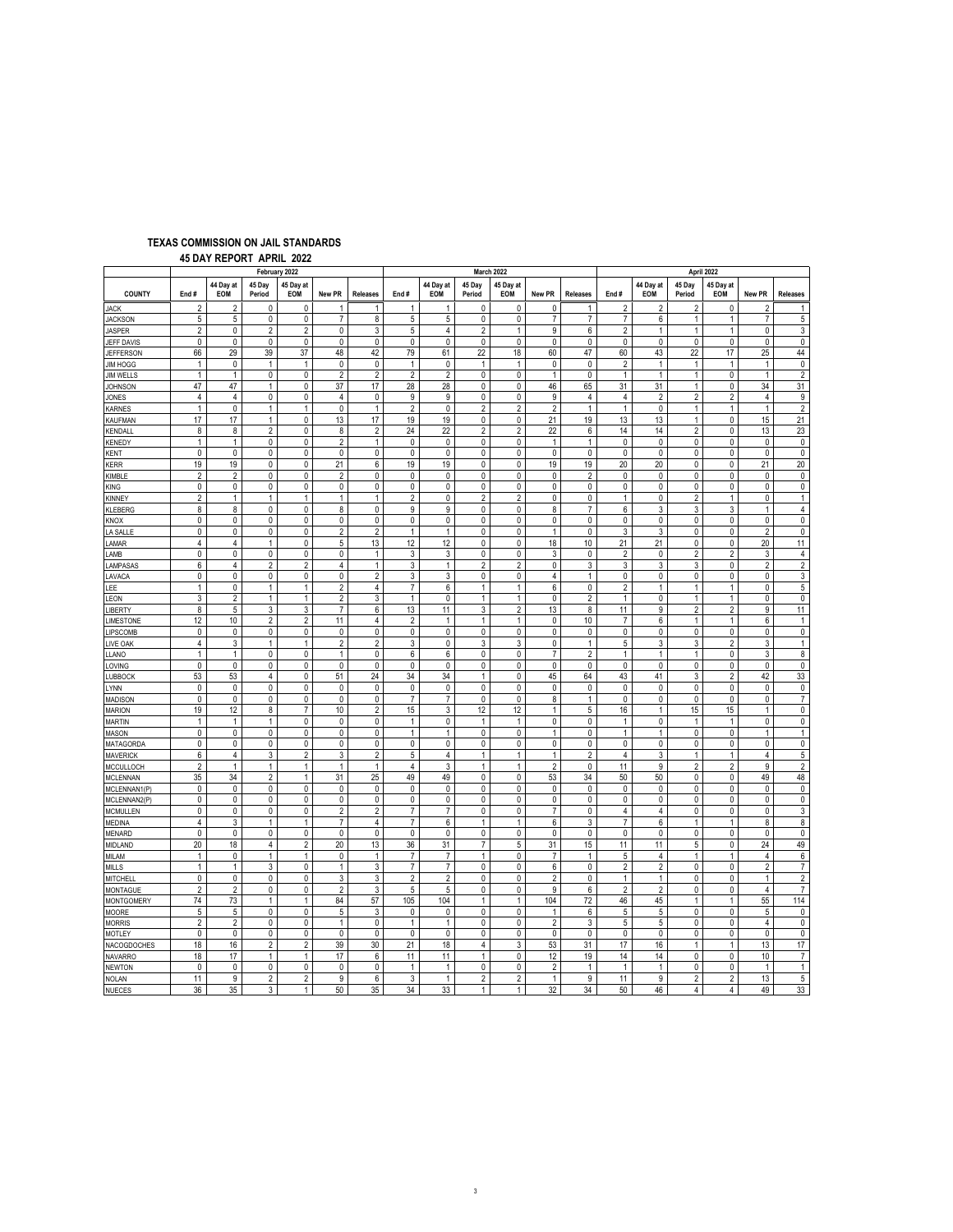**TEXAS COMMISSION ON JAIL STANDARDS**

**45 DAY REPORT APRIL 2022**

| | February 2022 | | | | | | March 2022 | | | | | | April 2022 | | | | | |
|---|---|---|---|---|---|---|---|---|---|---|---|---|---|---|---|---|---|---|
| COUNTY | End # | 44 Day at EOM | 45 Day Period | 45 Day at EOM | New PR | Releases | End # | 44 Day at EOM | 45 Day Period | 45 Day at EOM | New PR | Releases | End # | 44 Day at EOM | 45 Day Period | 45 Day at EOM | New PR | Releases |
| JACK | 2 | 2 | 0 | 0 | 1 | 1 | 1 | 1 | 0 | 0 | 0 | 1 | 2 | 2 | 2 | 0 | 2 | 1 |
| JACKSON | 5 | 5 | 0 | 0 | 7 | 8 | 5 | 5 | 0 | 0 | 7 | 7 | 7 | 6 | 1 | 1 | 7 | 5 |
| JASPER | 2 | 0 | 2 | 2 | 0 | 3 | 5 | 4 | 2 | 1 | 9 | 6 | 2 | 1 | 1 | 1 | 0 | 3 |
| JEFF DAVIS | 0 | 0 | 0 | 0 | 0 | 0 | 0 | 0 | 0 | 0 | 0 | 0 | 0 | 0 | 0 | 0 | 0 | 0 |
| JEFFERSON | 66 | 29 | 39 | 37 | 48 | 42 | 79 | 61 | 22 | 18 | 60 | 47 | 60 | 43 | 22 | 17 | 25 | 44 |
| JIM HOGG | 1 | 0 | 1 | 1 | 0 | 0 | 1 | 0 | 1 | 1 | 0 | 0 | 2 | 1 | 1 | 1 | 1 | 0 |
| JIM WELLS | 1 | 1 | 0 | 0 | 2 | 2 | 2 | 2 | 0 | 0 | 1 | 0 | 1 | 1 | 1 | 0 | 1 | 2 |
| JOHNSON | 47 | 47 | 1 | 0 | 37 | 17 | 28 | 28 | 0 | 0 | 46 | 65 | 31 | 31 | 1 | 0 | 34 | 31 |
| JONES | 4 | 4 | 0 | 0 | 4 | 0 | 9 | 9 | 0 | 0 | 9 | 4 | 4 | 2 | 2 | 2 | 4 | 9 |
| KARNES | 1 | 0 | 1 | 1 | 0 | 1 | 2 | 0 | 2 | 2 | 2 | 1 | 1 | 0 | 1 | 1 | 1 | 2 |
| KAUFMAN | 17 | 17 | 1 | 0 | 13 | 17 | 19 | 19 | 0 | 0 | 21 | 19 | 13 | 13 | 1 | 0 | 15 | 21 |
| KENDALL | 8 | 8 | 2 | 0 | 8 | 2 | 24 | 22 | 2 | 2 | 22 | 6 | 14 | 14 | 2 | 0 | 13 | 23 |
| KENEDY | 1 | 1 | 0 | 0 | 2 | 1 | 0 | 0 | 0 | 0 | 1 | 1 | 0 | 0 | 0 | 0 | 0 | 0 |
| KENT | 0 | 0 | 0 | 0 | 0 | 0 | 0 | 0 | 0 | 0 | 0 | 0 | 0 | 0 | 0 | 0 | 0 | 0 |
| KERR | 19 | 19 | 0 | 0 | 21 | 6 | 19 | 19 | 0 | 0 | 19 | 19 | 20 | 20 | 0 | 0 | 21 | 20 |
| KIMBLE | 2 | 2 | 0 | 0 | 2 | 0 | 0 | 0 | 0 | 0 | 0 | 2 | 0 | 0 | 0 | 0 | 0 | 0 |
| KING | 0 | 0 | 0 | 0 | 0 | 0 | 0 | 0 | 0 | 0 | 0 | 0 | 0 | 0 | 0 | 0 | 0 | 0 |
| KINNEY | 2 | 1 | 1 | 1 | 1 | 1 | 2 | 0 | 2 | 2 | 0 | 0 | 1 | 0 | 2 | 1 | 0 | 1 |
| KLEBERG | 8 | 8 | 0 | 0 | 8 | 0 | 9 | 9 | 0 | 0 | 8 | 7 | 6 | 3 | 3 | 3 | 1 | 4 |
| KNOX | 0 | 0 | 0 | 0 | 0 | 0 | 0 | 0 | 0 | 0 | 0 | 0 | 0 | 0 | 0 | 0 | 0 | 0 |
| LA SALLE | 0 | 0 | 0 | 0 | 2 | 2 | 1 | 1 | 0 | 0 | 1 | 0 | 3 | 3 | 0 | 0 | 2 | 0 |
| LAMAR | 4 | 4 | 1 | 0 | 5 | 13 | 12 | 12 | 0 | 0 | 18 | 10 | 21 | 21 | 0 | 0 | 20 | 11 |
| LAMB | 0 | 0 | 0 | 0 | 0 | 1 | 3 | 3 | 0 | 0 | 3 | 0 | 2 | 0 | 2 | 2 | 3 | 4 |
| LAMPASAS | 6 | 4 | 2 | 2 | 4 | 1 | 3 | 1 | 2 | 2 | 0 | 3 | 3 | 3 | 3 | 0 | 2 | 2 |
| LAVACA | 0 | 0 | 0 | 0 | 0 | 2 | 3 | 3 | 0 | 0 | 4 | 1 | 0 | 0 | 0 | 0 | 0 | 3 |
| LEE | 1 | 0 | 1 | 1 | 2 | 4 | 7 | 6 | 1 | 1 | 6 | 0 | 2 | 1 | 1 | 1 | 0 | 5 |
| LEON | 3 | 2 | 1 | 1 | 2 | 3 | 1 | 0 | 1 | 1 | 0 | 2 | 1 | 0 | 1 | 1 | 0 | 0 |
| LIBERTY | 8 | 5 | 3 | 3 | 7 | 6 | 13 | 11 | 3 | 2 | 13 | 8 | 11 | 9 | 2 | 2 | 9 | 11 |
| LIMESTONE | 12 | 10 | 2 | 2 | 11 | 4 | 2 | 1 | 1 | 1 | 0 | 10 | 7 | 6 | 1 | 1 | 6 | 1 |
| LIPSCOMB | 0 | 0 | 0 | 0 | 0 | 0 | 0 | 0 | 0 | 0 | 0 | 0 | 0 | 0 | 0 | 0 | 0 | 0 |
| LIVE OAK | 4 | 3 | 1 | 1 | 2 | 2 | 3 | 0 | 3 | 3 | 0 | 1 | 5 | 3 | 3 | 2 | 3 | 1 |
| LLANO | 1 | 1 | 0 | 0 | 1 | 0 | 6 | 6 | 0 | 0 | 7 | 2 | 1 | 1 | 1 | 0 | 3 | 8 |
| LOVING | 0 | 0 | 0 | 0 | 0 | 0 | 0 | 0 | 0 | 0 | 0 | 0 | 0 | 0 | 0 | 0 | 0 | 0 |
| LUBBOCK | 53 | 53 | 4 | 0 | 51 | 24 | 34 | 34 | 1 | 0 | 45 | 64 | 43 | 41 | 3 | 2 | 42 | 33 |
| LYNN | 0 | 0 | 0 | 0 | 0 | 0 | 0 | 0 | 0 | 0 | 0 | 0 | 0 | 0 | 0 | 0 | 0 | 0 |
| MADISON | 0 | 0 | 0 | 0 | 0 | 0 | 7 | 7 | 0 | 0 | 8 | 1 | 0 | 0 | 0 | 0 | 0 | 7 |
| MARION | 19 | 12 | 8 | 7 | 10 | 2 | 15 | 3 | 12 | 12 | 1 | 5 | 16 | 1 | 15 | 15 | 1 | 0 |
| MARTIN | 1 | 1 | 1 | 0 | 0 | 0 | 1 | 0 | 1 | 1 | 0 | 0 | 1 | 0 | 1 | 1 | 0 | 0 |
| MASON | 0 | 0 | 0 | 0 | 0 | 0 | 1 | 1 | 0 | 0 | 1 | 0 | 1 | 1 | 0 | 0 | 1 | 1 |
| MATAGORDA | 0 | 0 | 0 | 0 | 0 | 0 | 0 | 0 | 0 | 0 | 0 | 0 | 0 | 0 | 0 | 0 | 0 | 0 |
| MAVERICK | 6 | 4 | 3 | 2 | 3 | 2 | 5 | 4 | 1 | 1 | 1 | 2 | 4 | 3 | 1 | 1 | 4 | 5 |
| MCCULLOCH | 2 | 1 | 1 | 1 | 1 | 1 | 4 | 3 | 1 | 1 | 2 | 0 | 11 | 9 | 2 | 2 | 9 | 2 |
| MCLENNAN | 35 | 34 | 2 | 1 | 31 | 25 | 49 | 49 | 0 | 0 | 53 | 34 | 50 | 50 | 0 | 0 | 49 | 48 |
| MCLENNAN1(P) | 0 | 0 | 0 | 0 | 0 | 0 | 0 | 0 | 0 | 0 | 0 | 0 | 0 | 0 | 0 | 0 | 0 | 0 |
| MCLENNAN2(P) | 0 | 0 | 0 | 0 | 0 | 0 | 0 | 0 | 0 | 0 | 0 | 0 | 0 | 0 | 0 | 0 | 0 | 0 |
| MCMULLEN | 0 | 0 | 0 | 0 | 2 | 2 | 7 | 7 | 0 | 0 | 7 | 0 | 4 | 4 | 0 | 0 | 0 | 3 |
| MEDINA | 4 | 3 | 1 | 1 | 7 | 4 | 7 | 6 | 1 | 1 | 6 | 3 | 7 | 6 | 1 | 1 | 8 | 8 |
| MENARD | 0 | 0 | 0 | 0 | 0 | 0 | 0 | 0 | 0 | 0 | 0 | 0 | 0 | 0 | 0 | 0 | 0 | 0 |
| MIDLAND | 20 | 18 | 4 | 2 | 20 | 13 | 36 | 31 | 7 | 5 | 31 | 15 | 11 | 11 | 5 | 0 | 24 | 49 |
| MILAM | 1 | 0 | 1 | 1 | 0 | 1 | 7 | 7 | 1 | 0 | 7 | 1 | 5 | 4 | 1 | 1 | 4 | 6 |
| MILLS | 1 | 1 | 3 | 0 | 1 | 3 | 7 | 7 | 0 | 0 | 6 | 0 | 2 | 2 | 0 | 0 | 2 | 7 |
| MITCHELL | 0 | 0 | 0 | 0 | 3 | 3 | 2 | 2 | 0 | 0 | 2 | 0 | 1 | 1 | 0 | 0 | 1 | 2 |
| MONTAGUE | 2 | 2 | 0 | 0 | 2 | 3 | 5 | 5 | 0 | 0 | 9 | 6 | 2 | 2 | 0 | 0 | 4 | 7 |
| MONTGOMERY | 74 | 73 | 1 | 1 | 84 | 57 | 105 | 104 | 1 | 1 | 104 | 72 | 46 | 45 | 1 | 1 | 55 | 114 |
| MOORE | 5 | 5 | 0 | 0 | 5 | 3 | 0 | 0 | 0 | 0 | 1 | 6 | 5 | 5 | 0 | 0 | 5 | 0 |
| MORRIS | 2 | 2 | 0 | 0 | 1 | 0 | 1 | 1 | 0 | 0 | 2 | 3 | 5 | 5 | 0 | 0 | 4 | 0 |
| MOTLEY | 0 | 0 | 0 | 0 | 0 | 0 | 0 | 0 | 0 | 0 | 0 | 0 | 0 | 0 | 0 | 0 | 0 | 0 |
| NACOGDOCHES | 18 | 16 | 2 | 2 | 39 | 30 | 21 | 18 | 4 | 3 | 53 | 31 | 17 | 16 | 1 | 1 | 13 | 17 |
| NAVARRO | 18 | 17 | 1 | 1 | 17 | 6 | 11 | 11 | 1 | 0 | 12 | 19 | 14 | 14 | 0 | 0 | 10 | 7 |
| NEWTON | 0 | 0 | 0 | 0 | 0 | 0 | 1 | 1 | 0 | 0 | 2 | 1 | 1 | 1 | 0 | 0 | 1 | 1 |
| NOLAN | 11 | 9 | 2 | 2 | 9 | 6 | 3 | 1 | 2 | 2 | 1 | 9 | 11 | 9 | 2 | 2 | 13 | 5 |
| NUECES | 36 | 35 | 3 | 1 | 50 | 35 | 34 | 33 | 1 | 1 | 32 | 34 | 50 | 46 | 4 | 4 | 49 | 33 |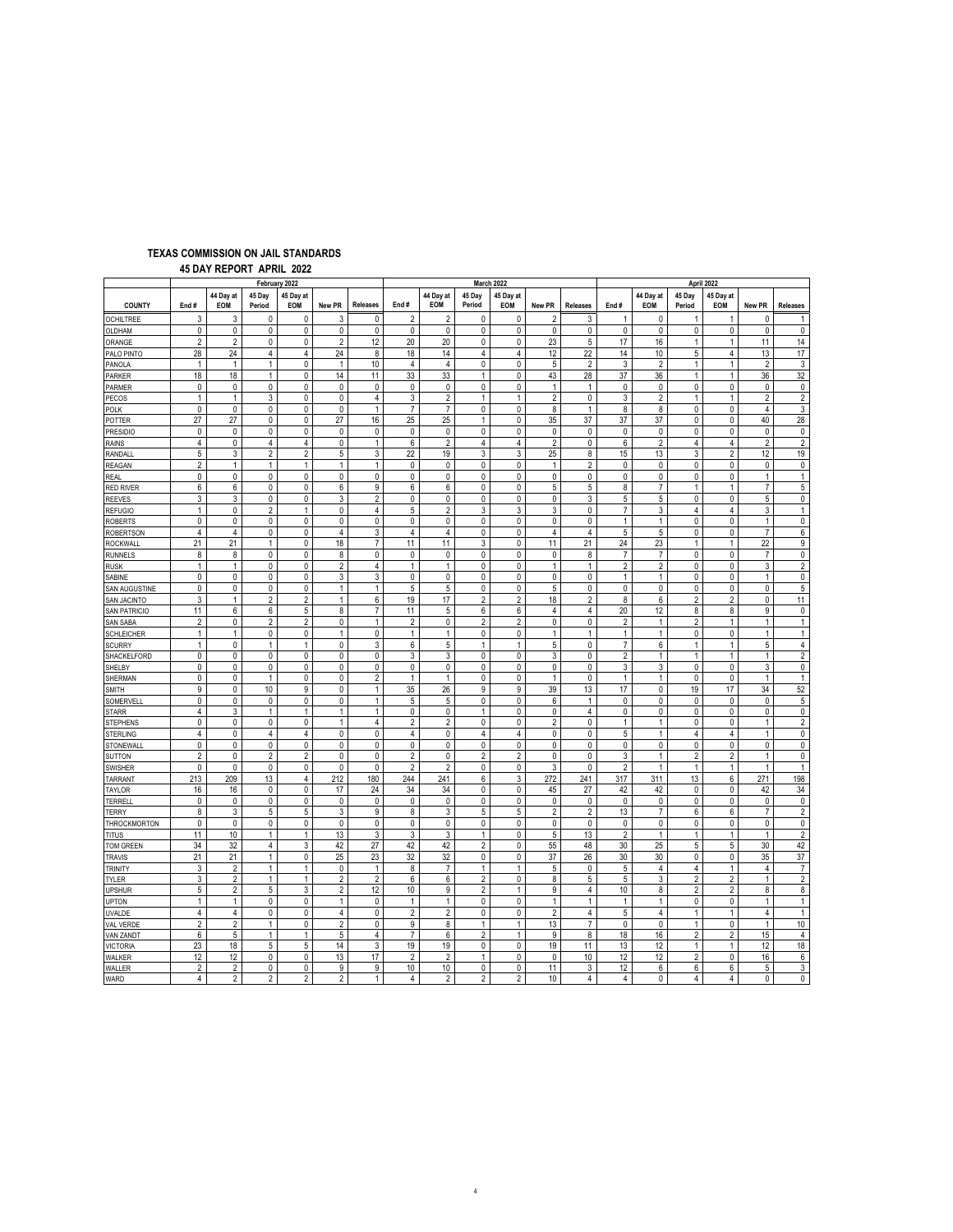## TEXAS COMMISSION ON JAIL STANDARDS

### 45 DAY REPORT APRIL 2022

| | February 2022 | | | | | | March 2022 | | | | | | April 2022 | | | | | |
|---|---|---|---|---|---|---|---|---|---|---|---|---|---|---|---|---|---|---|
| COUNTY | End # | 44 Day at EOM | 45 Day Period | 45 Day at EOM | New PR | Releases | End # | 44 Day at EOM | 45 Day Period | 45 Day at EOM | New PR | Releases | End # | 44 Day at EOM | 45 Day Period | 45 Day at EOM | New PR | Releases |
| OCHILTREE | 3 | 3 | 0 | 0 | 3 | 0 | 2 | 2 | 0 | 0 | 2 | 3 | 1 | 0 | 1 | 1 | 0 | 1 |
| OLDHAM | 0 | 0 | 0 | 0 | 0 | 0 | 0 | 0 | 0 | 0 | 0 | 0 | 0 | 0 | 0 | 0 | 0 | 0 |
| ORANGE | 2 | 2 | 0 | 0 | 2 | 12 | 20 | 20 | 0 | 0 | 23 | 5 | 17 | 16 | 1 | 1 | 11 | 14 |
| PALO PINTO | 28 | 24 | 4 | 4 | 24 | 8 | 18 | 14 | 4 | 4 | 12 | 22 | 14 | 10 | 5 | 4 | 13 | 17 |
| PANOLA | 1 | 1 | 1 | 0 | 1 | 10 | 4 | 4 | 0 | 0 | 5 | 2 | 3 | 2 | 1 | 1 | 2 | 3 |
| PARKER | 18 | 18 | 1 | 0 | 14 | 11 | 33 | 33 | 1 | 0 | 43 | 28 | 37 | 36 | 1 | 1 | 36 | 32 |
| PARMER | 0 | 0 | 0 | 0 | 0 | 0 | 0 | 0 | 0 | 0 | 1 | 1 | 0 | 0 | 0 | 0 | 0 | 0 |
| PECOS | 1 | 1 | 3 | 0 | 0 | 4 | 3 | 2 | 1 | 1 | 2 | 0 | 3 | 2 | 1 | 1 | 2 | 2 |
| POLK | 0 | 0 | 0 | 0 | 0 | 1 | 7 | 7 | 0 | 0 | 8 | 1 | 8 | 8 | 0 | 0 | 4 | 3 |
| POTTER | 27 | 27 | 0 | 0 | 27 | 16 | 25 | 25 | 1 | 0 | 35 | 37 | 37 | 37 | 0 | 0 | 40 | 28 |
| PRESIDIO | 0 | 0 | 0 | 0 | 0 | 0 | 0 | 0 | 0 | 0 | 0 | 0 | 0 | 0 | 0 | 0 | 0 | 0 |
| RAINS | 4 | 0 | 4 | 4 | 0 | 1 | 6 | 2 | 4 | 4 | 2 | 0 | 6 | 2 | 4 | 4 | 2 | 2 |
| RANDALL | 5 | 3 | 2 | 2 | 5 | 3 | 22 | 19 | 3 | 3 | 25 | 8 | 15 | 13 | 3 | 2 | 12 | 19 |
| REAGAN | 2 | 1 | 1 | 1 | 1 | 1 | 0 | 0 | 0 | 0 | 1 | 2 | 0 | 0 | 0 | 0 | 0 | 0 |
| REAL | 0 | 0 | 0 | 0 | 0 | 0 | 0 | 0 | 0 | 0 | 0 | 0 | 0 | 0 | 0 | 0 | 1 | 1 |
| RED RIVER | 6 | 6 | 0 | 0 | 6 | 9 | 6 | 6 | 0 | 0 | 5 | 5 | 8 | 7 | 1 | 1 | 7 | 5 |
| REEVES | 3 | 3 | 0 | 0 | 3 | 2 | 0 | 0 | 0 | 0 | 0 | 3 | 5 | 5 | 0 | 0 | 5 | 0 |
| REFUGIO | 1 | 0 | 2 | 1 | 0 | 4 | 5 | 2 | 3 | 3 | 3 | 0 | 7 | 3 | 4 | 4 | 3 | 1 |
| ROBERTS | 0 | 0 | 0 | 0 | 0 | 0 | 0 | 0 | 0 | 0 | 0 | 0 | 1 | 1 | 0 | 0 | 1 | 0 |
| ROBERTSON | 4 | 4 | 0 | 0 | 4 | 3 | 4 | 4 | 0 | 0 | 4 | 4 | 5 | 5 | 0 | 0 | 7 | 6 |
| ROCKWALL | 21 | 21 | 1 | 0 | 18 | 7 | 11 | 11 | 3 | 0 | 11 | 21 | 24 | 23 | 1 | 1 | 22 | 9 |
| RUNNELS | 8 | 8 | 0 | 0 | 8 | 0 | 0 | 0 | 0 | 0 | 0 | 8 | 7 | 7 | 0 | 0 | 7 | 0 |
| RUSK | 1 | 1 | 0 | 0 | 2 | 4 | 1 | 1 | 0 | 0 | 1 | 1 | 2 | 2 | 0 | 0 | 3 | 2 |
| SABINE | 0 | 0 | 0 | 0 | 3 | 3 | 0 | 0 | 0 | 0 | 0 | 0 | 1 | 1 | 0 | 0 | 1 | 0 |
| SAN AUGUSTINE | 0 | 0 | 0 | 0 | 1 | 1 | 5 | 5 | 0 | 0 | 5 | 0 | 0 | 0 | 0 | 0 | 0 | 5 |
| SAN JACINTO | 3 | 1 | 2 | 2 | 1 | 6 | 19 | 17 | 2 | 2 | 18 | 2 | 8 | 6 | 2 | 2 | 0 | 11 |
| SAN PATRICIO | 11 | 6 | 6 | 5 | 8 | 7 | 11 | 5 | 6 | 6 | 4 | 4 | 20 | 12 | 8 | 8 | 9 | 0 |
| SAN SABA | 2 | 0 | 2 | 2 | 0 | 1 | 2 | 0 | 2 | 2 | 0 | 0 | 2 | 1 | 2 | 1 | 1 | 1 |
| SCHLEICHER | 1 | 1 | 0 | 0 | 1 | 0 | 1 | 1 | 0 | 0 | 1 | 1 | 1 | 1 | 0 | 0 | 1 | 1 |
| SCURRY | 1 | 0 | 1 | 1 | 0 | 3 | 6 | 5 | 1 | 1 | 5 | 0 | 7 | 6 | 1 | 1 | 5 | 4 |
| SHACKELFORD | 0 | 0 | 0 | 0 | 0 | 0 | 3 | 3 | 0 | 0 | 3 | 0 | 2 | 1 | 1 | 1 | 1 | 2 |
| SHELBY | 0 | 0 | 0 | 0 | 0 | 0 | 0 | 0 | 0 | 0 | 0 | 0 | 3 | 3 | 0 | 0 | 3 | 0 |
| SHERMAN | 0 | 0 | 1 | 0 | 0 | 2 | 1 | 1 | 0 | 0 | 1 | 0 | 1 | 1 | 0 | 0 | 1 | 1 |
| SMITH | 9 | 0 | 10 | 9 | 0 | 1 | 35 | 26 | 9 | 9 | 39 | 13 | 17 | 0 | 19 | 17 | 34 | 52 |
| SOMERVELL | 0 | 0 | 0 | 0 | 0 | 1 | 5 | 5 | 0 | 0 | 6 | 1 | 0 | 0 | 0 | 0 | 0 | 5 |
| STARR | 4 | 3 | 1 | 1 | 1 | 1 | 0 | 0 | 1 | 0 | 0 | 4 | 0 | 0 | 0 | 0 | 0 | 0 |
| STEPHENS | 0 | 0 | 0 | 0 | 1 | 4 | 2 | 2 | 0 | 0 | 2 | 0 | 1 | 1 | 0 | 0 | 1 | 2 |
| STERLING | 4 | 0 | 4 | 4 | 0 | 0 | 4 | 0 | 4 | 4 | 0 | 0 | 5 | 1 | 4 | 4 | 1 | 0 |
| STONEWALL | 0 | 0 | 0 | 0 | 0 | 0 | 0 | 0 | 0 | 0 | 0 | 0 | 0 | 0 | 0 | 0 | 0 | 0 |
| SUTTON | 2 | 0 | 2 | 2 | 0 | 0 | 2 | 0 | 2 | 2 | 0 | 0 | 3 | 1 | 2 | 2 | 1 | 0 |
| SWISHER | 0 | 0 | 0 | 0 | 0 | 0 | 2 | 2 | 0 | 0 | 3 | 0 | 2 | 1 | 1 | 1 | 1 | 1 |
| TARRANT | 213 | 209 | 13 | 4 | 212 | 180 | 244 | 241 | 6 | 3 | 272 | 241 | 317 | 311 | 13 | 6 | 271 | 198 |
| TAYLOR | 16 | 16 | 0 | 0 | 17 | 24 | 34 | 34 | 0 | 0 | 45 | 27 | 42 | 42 | 0 | 0 | 42 | 34 |
| TERRELL | 0 | 0 | 0 | 0 | 0 | 0 | 0 | 0 | 0 | 0 | 0 | 0 | 0 | 0 | 0 | 0 | 0 | 0 |
| TERRY | 8 | 3 | 5 | 5 | 3 | 9 | 8 | 3 | 5 | 5 | 2 | 2 | 13 | 7 | 6 | 6 | 7 | 2 |
| THROCKMORTON | 0 | 0 | 0 | 0 | 0 | 0 | 0 | 0 | 0 | 0 | 0 | 0 | 0 | 0 | 0 | 0 | 0 | 0 |
| TITUS | 11 | 10 | 1 | 1 | 13 | 3 | 3 | 3 | 1 | 0 | 5 | 13 | 2 | 1 | 1 | 1 | 1 | 2 |
| TOM GREEN | 34 | 32 | 4 | 3 | 42 | 27 | 42 | 42 | 2 | 0 | 55 | 48 | 30 | 25 | 5 | 5 | 30 | 42 |
| TRAVIS | 21 | 21 | 1 | 0 | 25 | 23 | 32 | 32 | 0 | 0 | 37 | 26 | 30 | 30 | 0 | 0 | 35 | 37 |
| TRINITY | 3 | 2 | 1 | 1 | 0 | 1 | 8 | 7 | 1 | 1 | 5 | 0 | 5 | 4 | 4 | 1 | 4 | 7 |
| TYLER | 3 | 2 | 1 | 1 | 2 | 2 | 6 | 6 | 2 | 0 | 8 | 5 | 5 | 3 | 2 | 2 | 1 | 2 |
| UPSHUR | 5 | 2 | 5 | 3 | 2 | 12 | 10 | 9 | 2 | 1 | 9 | 4 | 10 | 8 | 2 | 2 | 8 | 8 |
| UPTON | 1 | 1 | 0 | 0 | 1 | 0 | 1 | 1 | 0 | 0 | 1 | 1 | 1 | 1 | 0 | 0 | 1 | 1 |
| UVALDE | 4 | 4 | 0 | 0 | 4 | 0 | 2 | 2 | 0 | 0 | 2 | 4 | 5 | 4 | 1 | 1 | 4 | 1 |
| VAL VERDE | 2 | 2 | 1 | 0 | 2 | 0 | 9 | 8 | 1 | 1 | 13 | 7 | 0 | 0 | 1 | 0 | 1 | 10 |
| VAN ZANDT | 6 | 5 | 1 | 1 | 5 | 4 | 7 | 6 | 2 | 1 | 9 | 8 | 18 | 16 | 2 | 2 | 15 | 4 |
| VICTORIA | 23 | 18 | 5 | 5 | 14 | 3 | 19 | 19 | 0 | 0 | 19 | 11 | 13 | 12 | 1 | 1 | 12 | 18 |
| WALKER | 12 | 12 | 0 | 0 | 13 | 17 | 2 | 2 | 1 | 0 | 0 | 10 | 12 | 12 | 2 | 0 | 16 | 6 |
| WALLER | 2 | 2 | 0 | 0 | 9 | 9 | 10 | 10 | 0 | 0 | 11 | 3 | 12 | 6 | 6 | 6 | 5 | 3 |
| WARD | 4 | 2 | 2 | 2 | 2 | 1 | 4 | 2 | 2 | 2 | 10 | 4 | 4 | 0 | 4 | 4 | 0 | 0 |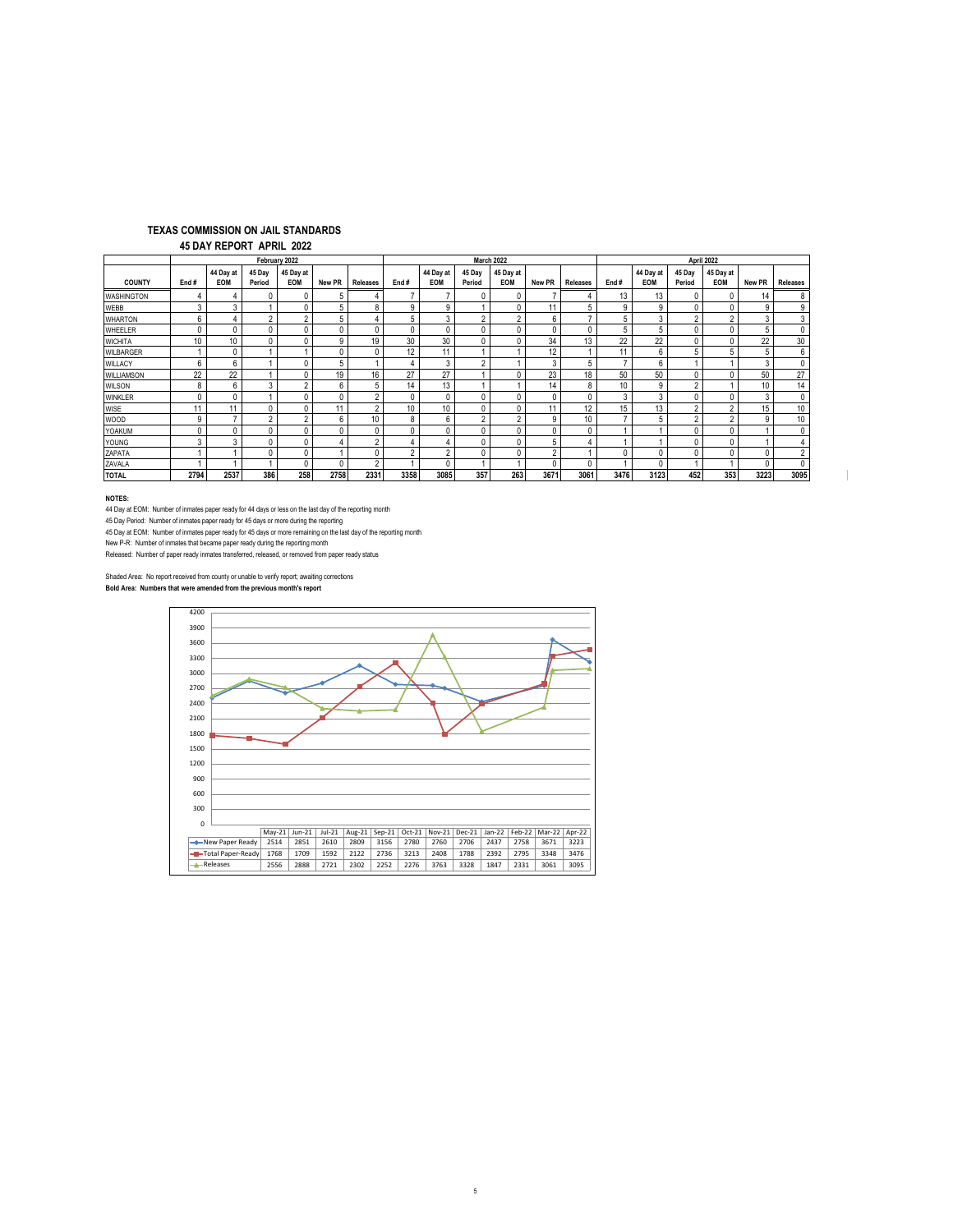**TEXAS COMMISSION ON JAIL STANDARDS**

**45 DAY REPORT APRIL 2022**

| | February 2022 | | | | | | March 2022 | | | | | | April 2022 | | | | | |
|---|---|---|---|---|---|---|---|---|---|---|---|---|---|---|---|---|---|---|
| COUNTY | End # | 44 Day at EOM | 45 Day Period | 45 Day at EOM | New PR | Releases | End # | 44 Day at EOM | 45 Day Period | 45 Day at EOM | New PR | Releases | End # | 44 Day at EOM | 45 Day Period | 45 Day at EOM | New PR | Releases |
| WASHINGTON | 4 | 4 | 0 | 0 | 5 | 4 | 7 | 7 | 0 | 0 | 7 | 4 | 13 | 13 | 0 | 0 | 14 | 8 |
| WEBB | 3 | 3 | 1 | 0 | 5 | 8 | 9 | 9 | 1 | 0 | 11 | 5 | 9 | 9 | 0 | 0 | 9 | 9 |
| WHARTON | 6 | 4 | 2 | 2 | 5 | 4 | 5 | 3 | 2 | 2 | 6 | 7 | 5 | 3 | 2 | 2 | 3 | 3 |
| WHEELER | 0 | 0 | 0 | 0 | 0 | 0 | 0 | 0 | 0 | 0 | 0 | 0 | 5 | 5 | 0 | 0 | 5 | 0 |
| WICHITA | 10 | 10 | 0 | 0 | 9 | 19 | 30 | 30 | 0 | 0 | 34 | 13 | 22 | 22 | 0 | 0 | 22 | 30 |
| WILBARGER | 1 | 0 | 1 | 1 | 0 | 0 | 12 | 11 | 1 | 1 | 12 | 1 | 11 | 6 | 5 | 5 | 5 | 6 |
| WILLACY | 6 | 6 | 1 | 0 | 5 | 1 | 4 | 3 | 2 | 1 | 3 | 5 | 7 | 6 | 1 | 1 | 3 | 0 |
| WILLIAMSON | 22 | 22 | 1 | 0 | 19 | 16 | 27 | 27 | 1 | 0 | 23 | 18 | 50 | 50 | 0 | 0 | 50 | 27 |
| WILSON | 8 | 6 | 3 | 2 | 6 | 5 | 14 | 13 | 1 | 1 | 14 | 8 | 10 | 9 | 2 | 1 | 10 | 14 |
| WINKLER | 0 | 0 | 1 | 0 | 0 | 2 | 0 | 0 | 0 | 0 | 0 | 0 | 3 | 3 | 0 | 0 | 3 | 0 |
| WISE | 11 | 11 | 0 | 0 | 11 | 2 | 10 | 10 | 0 | 0 | 11 | 12 | 15 | 13 | 2 | 2 | 15 | 10 |
| WOOD | 9 | 7 | 2 | 2 | 6 | 10 | 8 | 6 | 2 | 2 | 9 | 10 | 7 | 5 | 2 | 2 | 9 | 10 |
| YOAKUM | 0 | 0 | 0 | 0 | 0 | 0 | 0 | 0 | 0 | 0 | 0 | 0 | 1 | 1 | 0 | 0 | 1 | 0 |
| YOUNG | 3 | 3 | 0 | 0 | 4 | 2 | 4 | 4 | 0 | 0 | 5 | 4 | 1 | 1 | 0 | 0 | 1 | 4 |
| ZAPATA | 1 | 1 | 0 | 0 | 1 | 0 | 2 | 2 | 0 | 0 | 2 | 1 | 0 | 0 | 0 | 0 | 0 | 2 |
| ZAVALA | 1 | 1 | 1 | 0 | 0 | 2 | 1 | 0 | 1 | 1 | 0 | 0 | 1 | 0 | 1 | 1 | 0 | 0 |
| **TOTAL** | **2794** | **2537** | **386** | **258** | **2758** | **2331** | **3358** | **3085** | **357** | **263** | **3671** | **3061** | **3476** | **3123** | **452** | **353** | **3223** | **3095** |

**NOTES:**

44 Day at EOM: Number of inmates paper ready for 44 days or less on the last day of the reporting month

45 Day Period: Number of inmates paper ready for 45 days or more during the reporting

45 Day at EOM: Number of inmates paper ready for 45 days or more remaining on the last day of the reporting month

New P-R: Number of inmates that became paper ready during the reporting month

Released: Number of paper ready inmates transferred, released, or removed from paper ready status

Shaded Area: No report received from county or unable to verify report; awaiting corrections

**Bold Area: Numbers that were amended from the previous month's report**

4200
3900
3600
3300
3000
2700
2400
2100
1800
1500
1200
900
600
300
0

May-21 Jun-21 Jul-21 Aug-21 Sep-21 Oct-21 Nov-21 Dec-21 Jan-22 Feb-22 Mar-22 Apr-22

New Paper Ready 2514 2851 2610 2809 3156 2780 2760 2706 2437 2758 3671 3223

Total Paper-Ready 1768 1709 1592 2122 2736 3213 2408 1788 2392 2795 3348 3476

Releases 2556 2888 2721 2302 2252 2276 3763 3328 1847 2331 3061 3095